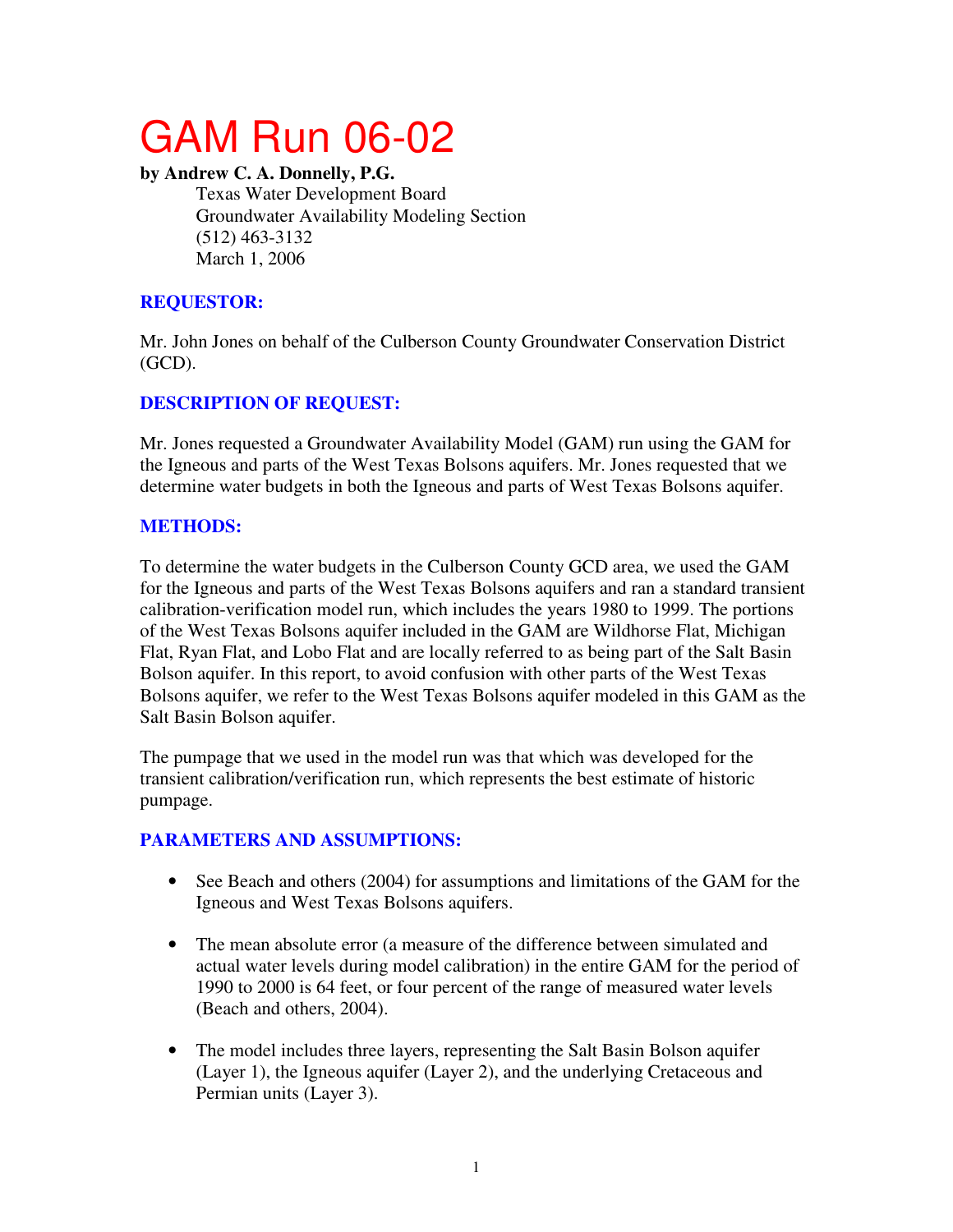# GAM Run 06-02

**by Andrew C. A. Donnelly, P.G.**

Texas Water Development Board
Groundwater Availability Modeling Section
(512) 463-3132
March 1, 2006

### REQUESTOR:

Mr. John Jones on behalf of the Culberson County Groundwater Conservation District (GCD).

### DESCRIPTION OF REQUEST:

Mr. Jones requested a Groundwater Availability Model (GAM) run using the GAM for the Igneous and parts of the West Texas Bolsons aquifers. Mr. Jones requested that we determine water budgets in both the Igneous and parts of West Texas Bolsons aquifer.

### METHODS:

To determine the water budgets in the Culberson County GCD area, we used the GAM for the Igneous and parts of the West Texas Bolsons aquifers and ran a standard transient calibration-verification model run, which includes the years 1980 to 1999. The portions of the West Texas Bolsons aquifer included in the GAM are Wildhorse Flat, Michigan Flat, Ryan Flat, and Lobo Flat and are locally referred to as being part of the Salt Basin Bolson aquifer. In this report, to avoid confusion with other parts of the West Texas Bolsons aquifer, we refer to the West Texas Bolsons aquifer modeled in this GAM as the Salt Basin Bolson aquifer.

The pumpage that we used in the model run was that which was developed for the transient calibration/verification run, which represents the best estimate of historic pumpage.

### PARAMETERS AND ASSUMPTIONS:

- See Beach and others (2004) for assumptions and limitations of the GAM for the Igneous and West Texas Bolsons aquifers.
- The mean absolute error (a measure of the difference between simulated and actual water levels during model calibration) in the entire GAM for the period of 1990 to 2000 is 64 feet, or four percent of the range of measured water levels (Beach and others, 2004).
- The model includes three layers, representing the Salt Basin Bolson aquifer (Layer 1), the Igneous aquifer (Layer 2), and the underlying Cretaceous and Permian units (Layer 3).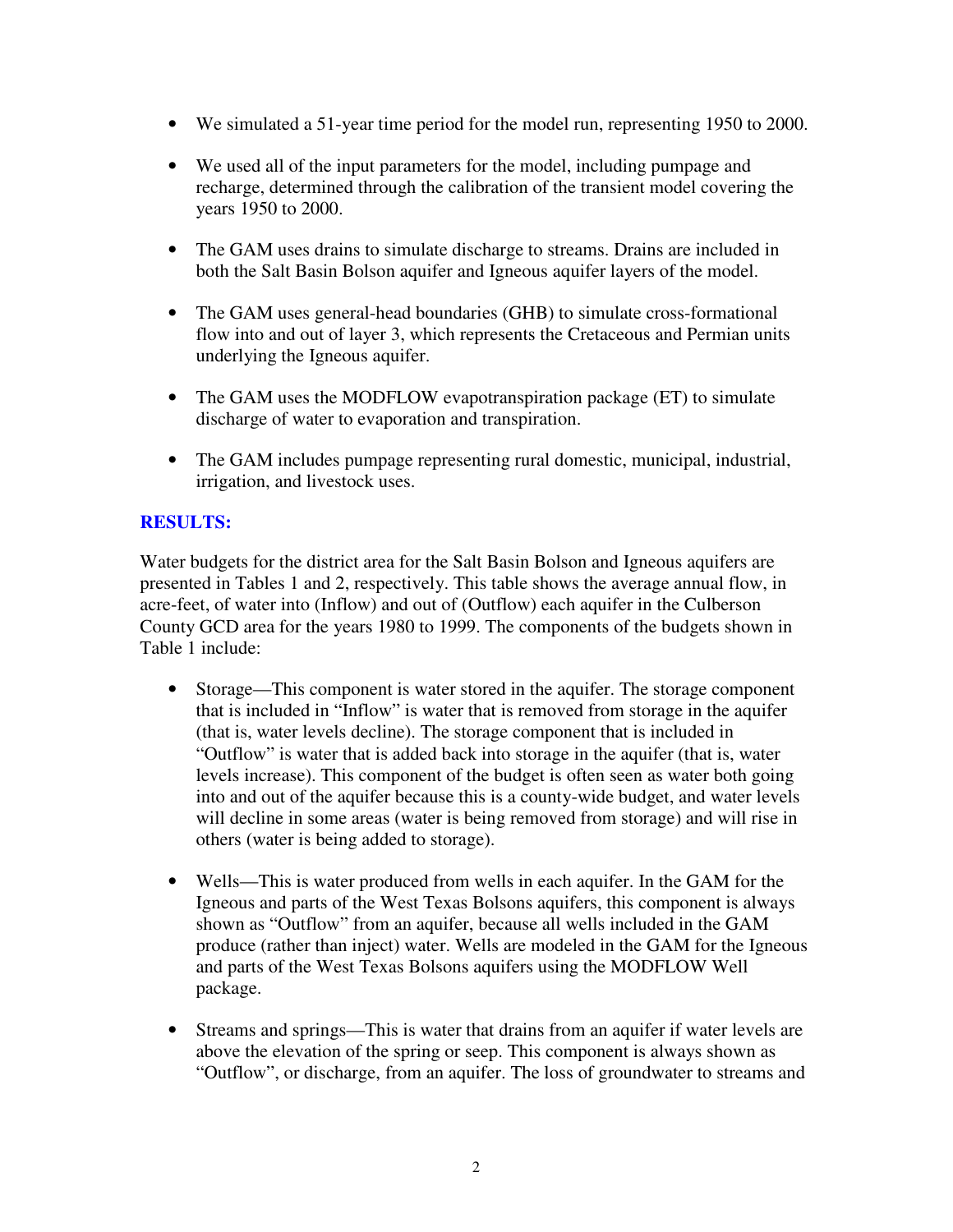- We simulated a 51-year time period for the model run, representing 1950 to 2000.
- We used all of the input parameters for the model, including pumpage and recharge, determined through the calibration of the transient model covering the years 1950 to 2000.
- The GAM uses drains to simulate discharge to streams. Drains are included in both the Salt Basin Bolson aquifer and Igneous aquifer layers of the model.
- The GAM uses general-head boundaries (GHB) to simulate cross-formational flow into and out of layer 3, which represents the Cretaceous and Permian units underlying the Igneous aquifer.
- The GAM uses the MODFLOW evapotranspiration package (ET) to simulate discharge of water to evaporation and transpiration.
- The GAM includes pumpage representing rural domestic, municipal, industrial, irrigation, and livestock uses.

## RESULTS:

Water budgets for the district area for the Salt Basin Bolson and Igneous aquifers are presented in Tables 1 and 2, respectively. This table shows the average annual flow, in acre-feet, of water into (Inflow) and out of (Outflow) each aquifer in the Culberson County GCD area for the years 1980 to 1999. The components of the budgets shown in Table 1 include:

- Storage—This component is water stored in the aquifer. The storage component that is included in “Inflow” is water that is removed from storage in the aquifer (that is, water levels decline). The storage component that is included in “Outflow” is water that is added back into storage in the aquifer (that is, water levels increase). This component of the budget is often seen as water both going into and out of the aquifer because this is a county-wide budget, and water levels will decline in some areas (water is being removed from storage) and will rise in others (water is being added to storage).
- Wells—This is water produced from wells in each aquifer. In the GAM for the Igneous and parts of the West Texas Bolsons aquifers, this component is always shown as “Outflow” from an aquifer, because all wells included in the GAM produce (rather than inject) water. Wells are modeled in the GAM for the Igneous and parts of the West Texas Bolsons aquifers using the MODFLOW Well package.
- Streams and springs—This is water that drains from an aquifer if water levels are above the elevation of the spring or seep. This component is always shown as “Outflow”, or discharge, from an aquifer. The loss of groundwater to streams and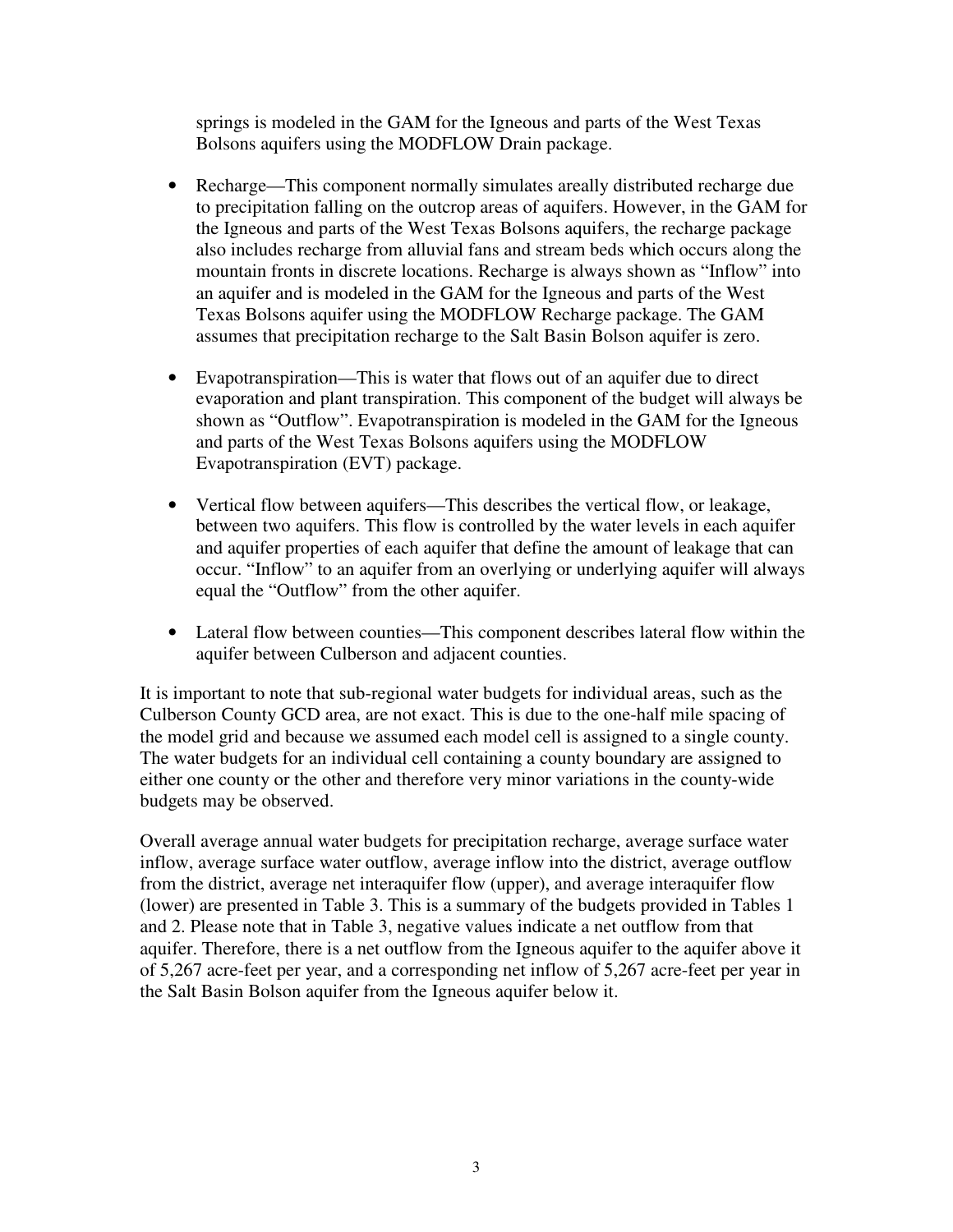springs is modeled in the GAM for the Igneous and parts of the West Texas Bolsons aquifers using the MODFLOW Drain package.

- Recharge—This component normally simulates areally distributed recharge due to precipitation falling on the outcrop areas of aquifers. However, in the GAM for the Igneous and parts of the West Texas Bolsons aquifers, the recharge package also includes recharge from alluvial fans and stream beds which occurs along the mountain fronts in discrete locations. Recharge is always shown as "Inflow" into an aquifer and is modeled in the GAM for the Igneous and parts of the West Texas Bolsons aquifer using the MODFLOW Recharge package. The GAM assumes that precipitation recharge to the Salt Basin Bolson aquifer is zero.

- Evapotranspiration—This is water that flows out of an aquifer due to direct evaporation and plant transpiration. This component of the budget will always be shown as "Outflow". Evapotranspiration is modeled in the GAM for the Igneous and parts of the West Texas Bolsons aquifers using the MODFLOW Evapotranspiration (EVT) package.

- Vertical flow between aquifers—This describes the vertical flow, or leakage, between two aquifers. This flow is controlled by the water levels in each aquifer and aquifer properties of each aquifer that define the amount of leakage that can occur. "Inflow" to an aquifer from an overlying or underlying aquifer will always equal the "Outflow" from the other aquifer.

- Lateral flow between counties—This component describes lateral flow within the aquifer between Culberson and adjacent counties.

It is important to note that sub-regional water budgets for individual areas, such as the Culberson County GCD area, are not exact. This is due to the one-half mile spacing of the model grid and because we assumed each model cell is assigned to a single county. The water budgets for an individual cell containing a county boundary are assigned to either one county or the other and therefore very minor variations in the county-wide budgets may be observed.

Overall average annual water budgets for precipitation recharge, average surface water inflow, average surface water outflow, average inflow into the district, average outflow from the district, average net interaquifer flow (upper), and average interaquifer flow (lower) are presented in Table 3. This is a summary of the budgets provided in Tables 1 and 2. Please note that in Table 3, negative values indicate a net outflow from that aquifer. Therefore, there is a net outflow from the Igneous aquifer to the aquifer above it of 5,267 acre-feet per year, and a corresponding net inflow of 5,267 acre-feet per year in the Salt Basin Bolson aquifer from the Igneous aquifer below it.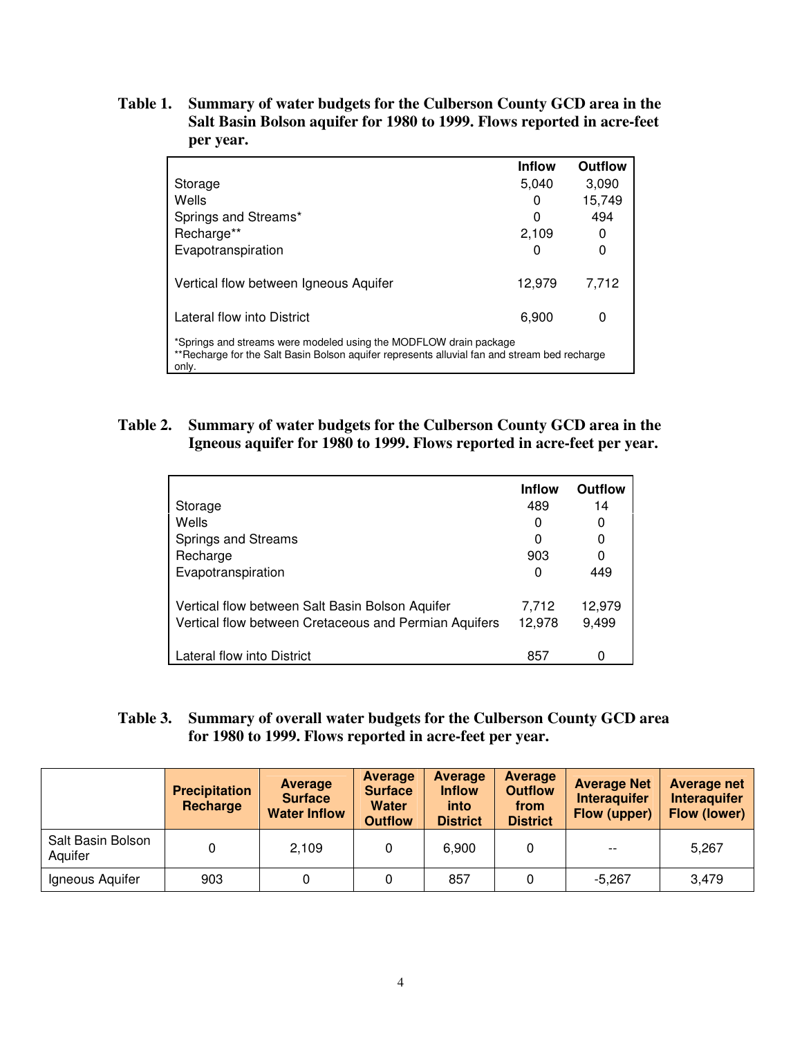**Table 1. Summary of water budgets for the Culberson County GCD area in the Salt Basin Bolson aquifer for 1980 to 1999. Flows reported in acre-feet per year.**

| | Inflow | Outflow |
|---|---|---|
| Storage | 5,040 | 3,090 |
| Wells | 0 | 15,749 |
| Springs and Streams* | 0 | 494 |
| Recharge** | 2,109 | 0 |
| Evapotranspiration | 0 | 0 |
| Vertical flow between Igneous Aquifer | 12,979 | 7,712 |
| Lateral flow into District | 6,900 | 0 |

*Springs and streams were modeled using the MODFLOW drain package
**Recharge for the Salt Basin Bolson aquifer represents alluvial fan and stream bed recharge only.

**Table 2. Summary of water budgets for the Culberson County GCD area in the Igneous aquifer for 1980 to 1999. Flows reported in acre-feet per year.**

| | Inflow | Outflow |
|---|---|---|
| Storage | 489 | 14 |
| Wells | 0 | 0 |
| Springs and Streams | 0 | 0 |
| Recharge | 903 | 0 |
| Evapotranspiration | 0 | 449 |
| Vertical flow between Salt Basin Bolson Aquifer | 7,712 | 12,979 |
| Vertical flow between Cretaceous and Permian Aquifers | 12,978 | 9,499 |
| Lateral flow into District | 857 | 0 |

**Table 3. Summary of overall water budgets for the Culberson County GCD area for 1980 to 1999. Flows reported in acre-feet per year.**

| | Precipitation Recharge | Average Surface Water Inflow | Average Surface Water Outflow | Average Inflow into District | Average Outflow from District | Average Net Interaquifer Flow (upper) | Average net Interaquifer Flow (lower) |
|---|---|---|---|---|---|---|---|
| Salt Basin Bolson Aquifer | 0 | 2,109 | 0 | 6,900 | 0 | -- | 5,267 |
| Igneous Aquifer | 903 | 0 | 0 | 857 | 0 | -5,267 | 3,479 |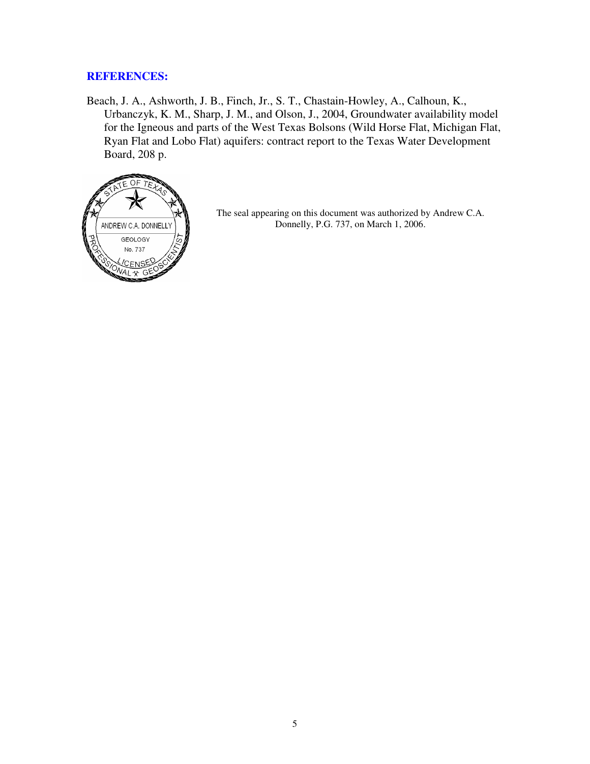## REFERENCES:

Beach, J. A., Ashworth, J. B., Finch, Jr., S. T., Chastain-Howley, A., Calhoun, K., Urbanczyk, K. M., Sharp, J. M., and Olson, J., 2004, Groundwater availability model for the Igneous and parts of the West Texas Bolsons (Wild Horse Flat, Michigan Flat, Ryan Flat and Lobo Flat) aquifers: contract report to the Texas Water Development Board, 208 p.

STATE OF TEXAS
ANDREW C.A. DONNELLY
GEOLOGY
No. 737
LICENSED
PROFESSIONAL GEOSCIENTIST

The seal appearing on this document was authorized by Andrew C.A. Donnelly, P.G. 737, on March 1, 2006.